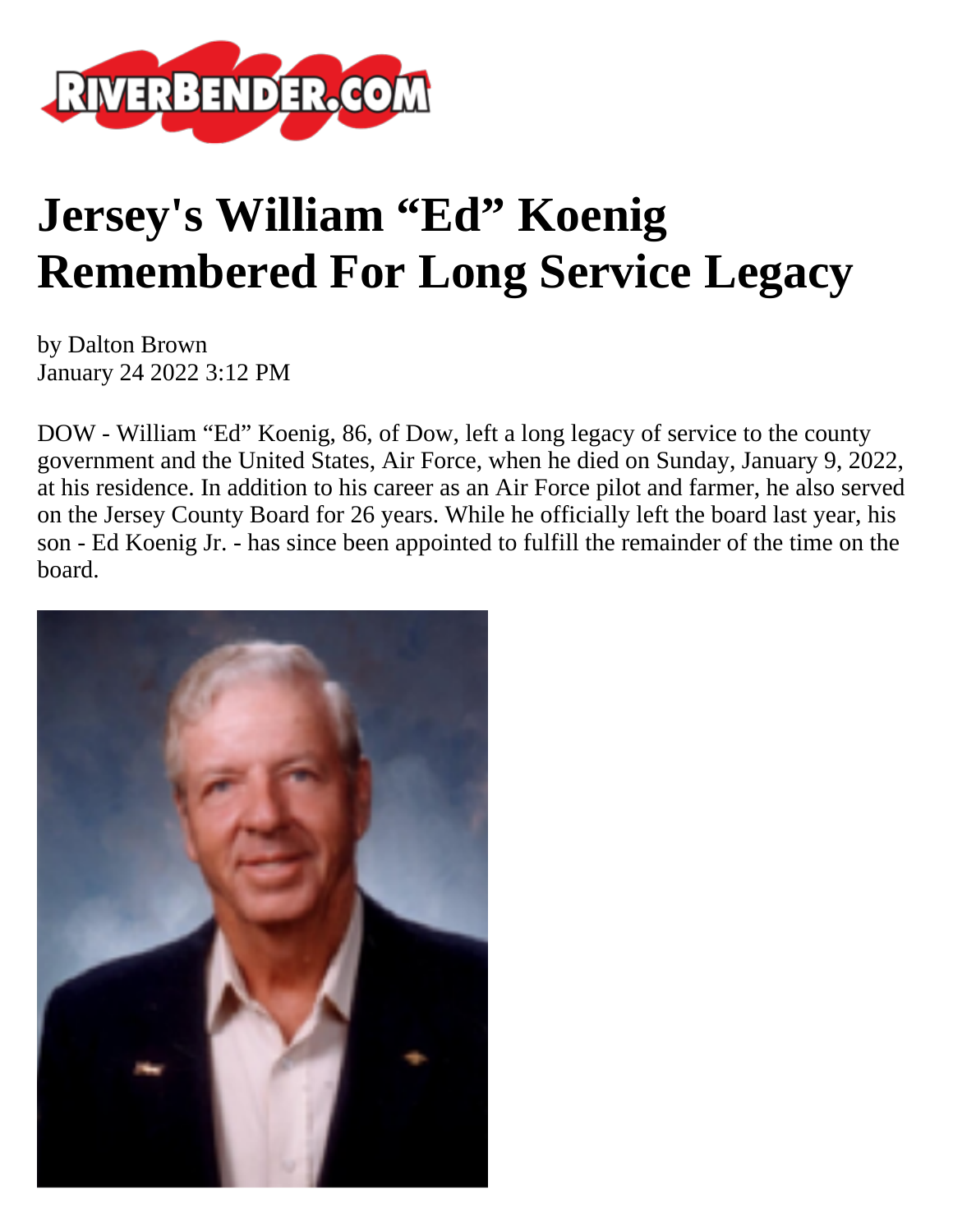# Jersey's William “Ed” Koenig Remembered For Long Service Legacy

by Dalton Brown
January 24 2022 3:12 PM

DOW - William “Ed” Koenig, 86, of Dow, left a long legacy of service to the county government and the United States, Air Force, when he died on Sunday, January 9, 2022, at his residence. In addition to his career as an Air Force pilot and farmer, he also served on the Jersey County Board for 26 years. While he officially left the board last year, his son - Ed Koenig Jr. - has since been appointed to fulfill the remainder of the time on the board.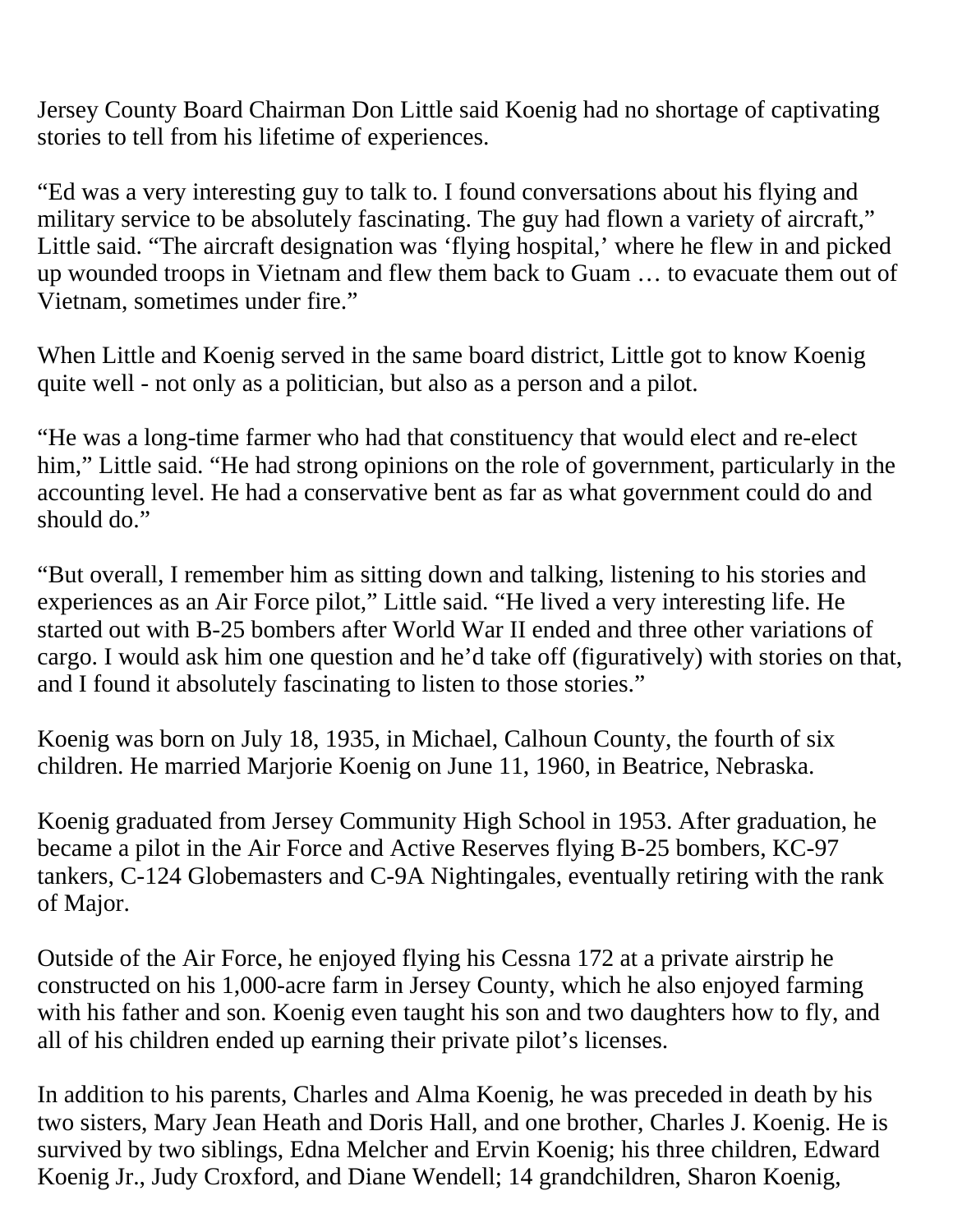Jersey County Board Chairman Don Little said Koenig had no shortage of captivating stories to tell from his lifetime of experiences.

“Ed was a very interesting guy to talk to. I found conversations about his flying and military service to be absolutely fascinating. The guy had flown a variety of aircraft,” Little said. “The aircraft designation was ‘flying hospital,’ where he flew in and picked up wounded troops in Vietnam and flew them back to Guam … to evacuate them out of Vietnam, sometimes under fire.”

When Little and Koenig served in the same board district, Little got to know Koenig quite well - not only as a politician, but also as a person and a pilot.

“He was a long-time farmer who had that constituency that would elect and re-elect him,” Little said. “He had strong opinions on the role of government, particularly in the accounting level. He had a conservative bent as far as what government could do and should do.”

“But overall, I remember him as sitting down and talking, listening to his stories and experiences as an Air Force pilot,” Little said. “He lived a very interesting life. He started out with B-25 bombers after World War II ended and three other variations of cargo. I would ask him one question and he’d take off (figuratively) with stories on that, and I found it absolutely fascinating to listen to those stories.”

Koenig was born on July 18, 1935, in Michael, Calhoun County, the fourth of six children. He married Marjorie Koenig on June 11, 1960, in Beatrice, Nebraska.

Koenig graduated from Jersey Community High School in 1953. After graduation, he became a pilot in the Air Force and Active Reserves flying B-25 bombers, KC-97 tankers, C-124 Globemasters and C-9A Nightingales, eventually retiring with the rank of Major.

Outside of the Air Force, he enjoyed flying his Cessna 172 at a private airstrip he constructed on his 1,000-acre farm in Jersey County, which he also enjoyed farming with his father and son. Koenig even taught his son and two daughters how to fly, and all of his children ended up earning their private pilot’s licenses.

In addition to his parents, Charles and Alma Koenig, he was preceded in death by his two sisters, Mary Jean Heath and Doris Hall, and one brother, Charles J. Koenig. He is survived by two siblings, Edna Melcher and Ervin Koenig; his three children, Edward Koenig Jr., Judy Croxford, and Diane Wendell; 14 grandchildren, Sharon Koenig,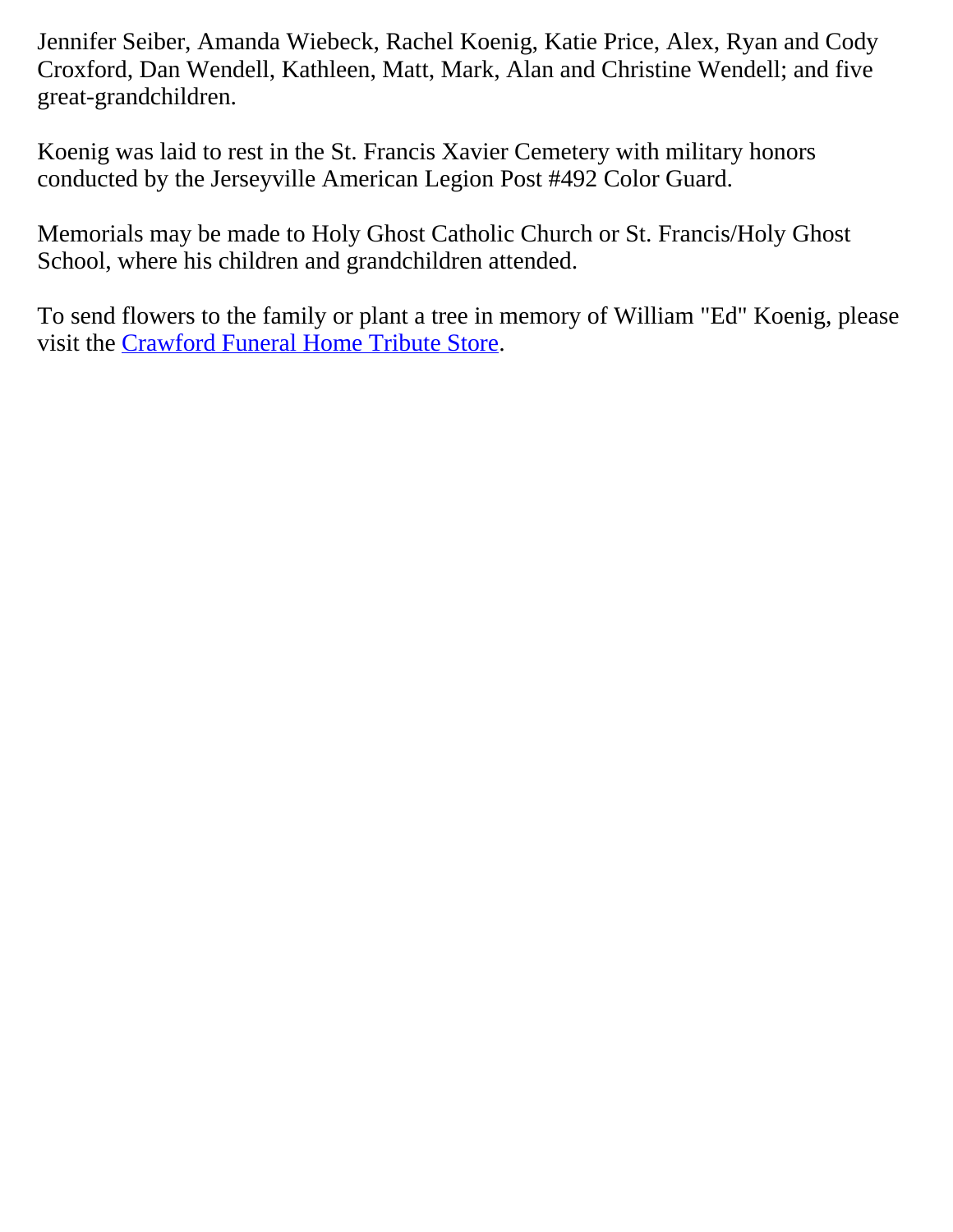Jennifer Seiber, Amanda Wiebeck, Rachel Koenig, Katie Price, Alex, Ryan and Cody Croxford, Dan Wendell, Kathleen, Matt, Mark, Alan and Christine Wendell; and five great-grandchildren.

Koenig was laid to rest in the St. Francis Xavier Cemetery with military honors conducted by the Jerseyville American Legion Post #492 Color Guard.

Memorials may be made to Holy Ghost Catholic Church or St. Francis/Holy Ghost School, where his children and grandchildren attended.

To send flowers to the family or plant a tree in memory of William "Ed" Koenig, please visit the Crawford Funeral Home Tribute Store.